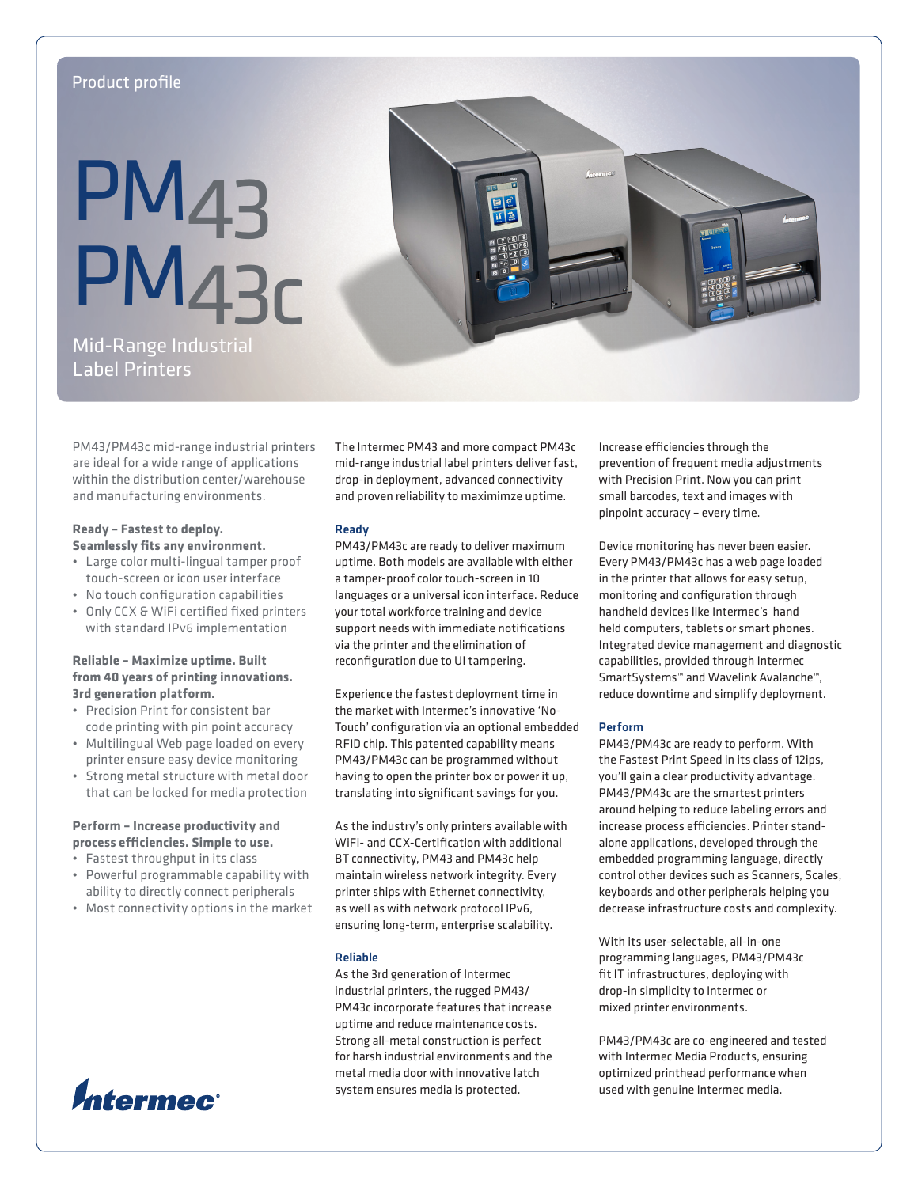Product profile

# PM43 PM43c

## Mid-Range Industrial Label Printers

PM43/PM43c mid-range industrial printers are ideal for a wide range of applications within the distribution center/warehouse and manufacturing environments.

**Ready – Fastest to deploy. Seamlessly fits any environment.**

- Large color multi-lingual tamper proof touch-screen or icon user interface
- No touch configuration capabilities
- Only CCX & WiFi certified fixed printers with standard IPv6 implementation

**Reliable – Maximize uptime. Built from 40 years of printing innovations. 3rd generation platform.**

- Precision Print for consistent bar code printing with pin point accuracy
- Multilingual Web page loaded on every printer ensure easy device monitoring
- Strong metal structure with metal door that can be locked for media protection

**Perform – Increase productivity and process efficiencies. Simple to use.**

- Fastest throughput in its class
- Powerful programmable capability with ability to directly connect peripherals
- Most connectivity options in the market

The Intermec PM43 and more compact PM43c mid-range industrial label printers deliver fast, drop-in deployment, advanced connectivity and proven reliability to maximimze uptime.

### Ready

PM43/PM43c are ready to deliver maximum uptime. Both models are available with either a tamper-proof color touch-screen in 10 languages or a universal icon interface. Reduce your total workforce training and device support needs with immediate notifications via the printer and the elimination of reconfiguration due to UI tampering.

Experience the fastest deployment time in the market with Intermec's innovative 'No-Touch' configuration via an optional embedded RFID chip. This patented capability means PM43/PM43c can be programmed without having to open the printer box or power it up, translating into significant savings for you.

As the industry's only printers available with WiFi- and CCX-Certification with additional BT connectivity, PM43 and PM43c help maintain wireless network integrity. Every printer ships with Ethernet connectivity, as well as with network protocol IPv6, ensuring long-term, enterprise scalability.

### Reliable

As the 3rd generation of Intermec industrial printers, the rugged PM43/PM43c incorporate features that increase uptime and reduce maintenance costs. Strong all-metal construction is perfect for harsh industrial environments and the metal media door with innovative latch system ensures media is protected.

Increase efficiencies through the prevention of frequent media adjustments with Precision Print. Now you can print small barcodes, text and images with pinpoint accuracy – every time.

Device monitoring has never been easier. Every PM43/PM43c has a web page loaded in the printer that allows for easy setup, monitoring and configuration through handheld devices like Intermec's hand held computers, tablets or smart phones. Integrated device management and diagnostic capabilities, provided through Intermec SmartSystems™ and Wavelink Avalanche™, reduce downtime and simplify deployment.

### Perform

PM43/PM43c are ready to perform. With the Fastest Print Speed in its class of 12ips, you'll gain a clear productivity advantage. PM43/PM43c are the smartest printers around helping to reduce labeling errors and increase process efficiencies. Printer stand-alone applications, developed through the embedded programming language, directly control other devices such as Scanners, Scales, keyboards and other peripherals helping you decrease infrastructure costs and complexity.

With its user-selectable, all-in-one programming languages, PM43/PM43c fit IT infrastructures, deploying with drop-in simplicity to Intermec or mixed printer environments.

PM43/PM43c are co-engineered and tested with Intermec Media Products, ensuring optimized printhead performance when used with genuine Intermec media.

Intermec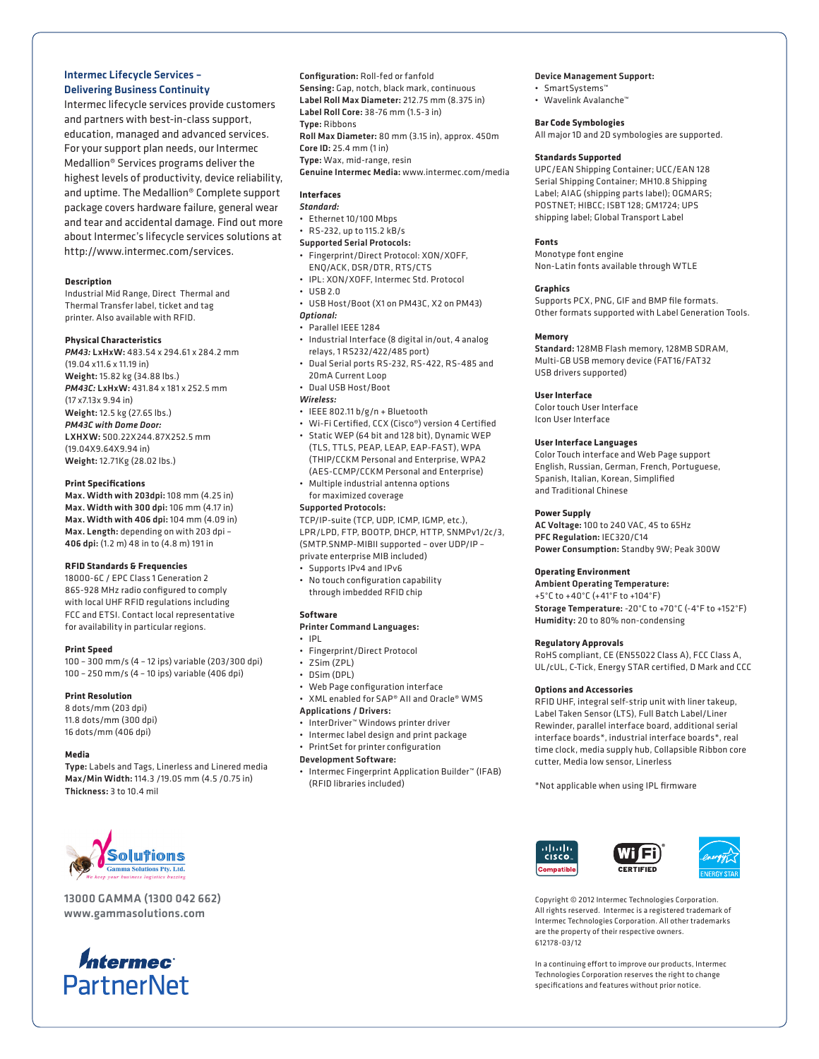## Intermec Lifecycle Services – Delivering Business Continuity

Intermec lifecycle services provide customers and partners with best-in-class support, education, managed and advanced services. For your support plan needs, our Intermec Medallion® Services programs deliver the highest levels of productivity, device reliability, and uptime. The Medallion® Complete support package covers hardware failure, general wear and tear and accidental damage. Find out more about Intermec's lifecycle services solutions at http://www.intermec.com/services.

### Description

Industrial Mid Range, Direct Thermal and Thermal Transfer label, ticket and tag printer. Also available with RFID.

### Physical Characteristics

***PM43:* LxHxW:** 483.54 x 294.61 x 284.2 mm (19.04 x11.6 x 11.19 in)
**Weight:** 15.82 kg (34.88 lbs.)
***PM43C:* LxHxW:** 431.84 x 181 x 252.5 mm (17 x7.13x 9.94 in)
**Weight:** 12.5 kg (27.65 lbs.)
***PM43C with Dome Door:***
**LXHXW:** 500.22X244.87X252.5 mm (19.04X9.64X9.94 in)
**Weight:** 12.71Kg (28.02 lbs.)

### Print Specifications

**Max. Width with 203dpi:** 108 mm (4.25 in)
**Max. Width with 300 dpi:** 106 mm (4.17 in)
**Max. Width with 406 dpi:** 104 mm (4.09 in)
**Max. Length:** depending on with 203 dpi – **406 dpi:** (1.2 m) 48 in to (4.8 m) 191 in

### RFID Standards & Frequencies

18000-6C / EPC Class 1 Generation 2
865-928 MHz radio configured to comply with local UHF RFID regulations including FCC and ETSI. Contact local representative for availability in particular regions.

### Print Speed

100 – 300 mm/s (4 – 12 ips) variable (203/300 dpi)
100 – 250 mm/s (4 – 10 ips) variable (406 dpi)

### Print Resolution

8 dots/mm (203 dpi)
11.8 dots/mm (300 dpi)
16 dots/mm (406 dpi)

### Media

**Type:** Labels and Tags, Linerless and Linered media
**Max/Min Width:** 114.3 /19.05 mm (4.5 /0.75 in)
**Thickness:** 3 to 10.4 mil

**Configuration:** Roll-fed or fanfold
**Sensing:** Gap, notch, black mark, continuous
**Label Roll Max Diameter:** 212.75 mm (8.375 in)
**Label Roll Core:** 38-76 mm (1.5-3 in)
**Type:** Ribbons
**Roll Max Diameter:** 80 mm (3.15 in), approx. 450m
**Core ID:** 25.4 mm (1 in)
**Type:** Wax, mid-range, resin
**Genuine Intermec Media:** www.intermec.com/media

### Interfaces

*Standard:*

- Ethernet 10/100 Mbps
- RS-232, up to 115.2 kB/s

**Supported Serial Protocols:**

- Fingerprint/Direct Protocol: XON/XOFF, ENQ/ACK, DSR/DTR, RTS/CTS
- IPL: XON/XOFF, Intermec Std. Protocol
- USB 2.0
- USB Host/Boot (X1 on PM43C, X2 on PM43)

*Optional:*

- Parallel IEEE 1284
- Industrial Interface (8 digital in/out, 4 analog relays, 1 RS232/422/485 port)
- Dual Serial ports RS-232, RS-422, RS-485 and 20mA Current Loop
- Dual USB Host/Boot

*Wireless:*

- IEEE 802.11 b/g/n + Bluetooth
- Wi-Fi Certified, CCX (Cisco®) version 4 Certified
- Static WEP (64 bit and 128 bit), Dynamic WEP (TLS, TTLS, PEAP, LEAP, EAP-FAST), WPA (THIP/CCKM Personal and Enterprise, WPA2 (AES-CCMP/CCKM Personal and Enterprise)
- Multiple industrial antenna options for maximized coverage

**Supported Protocols:**

TCP/IP-suite (TCP, UDP, ICMP, IGMP, etc.), LPR/LPD, FTP, BOOTP, DHCP, HTTP, SNMPv1/2c/3, (SMTP.SNMP-MIBII supported – over UDP/IP – private enterprise MIB included)

- Supports IPv4 and IPv6
- No touch configuration capability through imbedded RFID chip

### Software

**Printer Command Languages:**

- IPL
- Fingerprint/Direct Protocol
- ZSim (ZPL)
- DSim (DPL)
- Web Page configuration interface
- XML enabled for SAP® AII and Oracle® WMS

**Applications / Drivers:**

- InterDriver™ Windows printer driver
- Intermec label design and print package
- PrintSet for printer configuration

**Development Software:**

- Intermec Fingerprint Application Builder™ (IFAB) (RFID libraries included)

### Device Management Support:

- SmartSystems™
- Wavelink Avalanche™

### Bar Code Symbologies

All major 1D and 2D symbologies are supported.

### Standards Supported

UPC/EAN Shipping Container; UCC/EAN 128 Serial Shipping Container; MH10.8 Shipping Label; AIAG (shipping parts label); OGMARS; POSTNET; HIBCC; ISBT 128; GM1724; UPS shipping label; Global Transport Label

### Fonts

Monotype font engine
Non-Latin fonts available through WTLE

### Graphics

Supports PCX, PNG, GIF and BMP file formats.
Other formats supported with Label Generation Tools.

### Memory

**Standard:** 128MB Flash memory, 128MB SDRAM, Multi-GB USB memory device (FAT16/FAT32 USB drivers supported)

### User Interface

Color touch User Interface
Icon User Interface

### User Interface Languages

Color Touch interface and Web Page support
English, Russian, German, French, Portuguese, Spanish, Italian, Korean, Simplified and Traditional Chinese

### Power Supply

**AC Voltage:** 100 to 240 VAC, 45 to 65Hz
**PFC Regulation:** IEC320/C14
**Power Consumption:** Standby 9W; Peak 300W

### Operating Environment

**Ambient Operating Temperature:**
+5°C to +40°C (+41°F to +104°F)
**Storage Temperature:** -20°C to +70°C (-4°F to +152°F)
**Humidity:** 20 to 80% non-condensing

### Regulatory Approvals

RoHS compliant, CE (EN55022 Class A), FCC Class A, UL/cUL, C-Tick, Energy STAR certified, D Mark and CCC

### Options and Accessories

RFID UHF, integral self-strip unit with liner takeup, Label Taken Sensor (LTS), Full Batch Label/Liner Rewinder, parallel interface board, additional serial interface boards*, industrial interface boards*, real time clock, media supply hub, Collapsible Ribbon core cutter, Media low sensor, Linerless

*Not applicable when using IPL firmware

Solutions
Gamma Solutions Pty. Ltd.
We keep your business logistics buzzing

13000 GAMMA (1300 042 662)
www.gammasolutions.com

Intermec PartnerNet

Copyright © 2012 Intermec Technologies Corporation. All rights reserved. Intermec is a registered trademark of Intermec Technologies Corporation. All other trademarks are the property of their respective owners.
612178-03/12

In a continuing effort to improve our products, Intermec Technologies Corporation reserves the right to change specifications and features without prior notice.